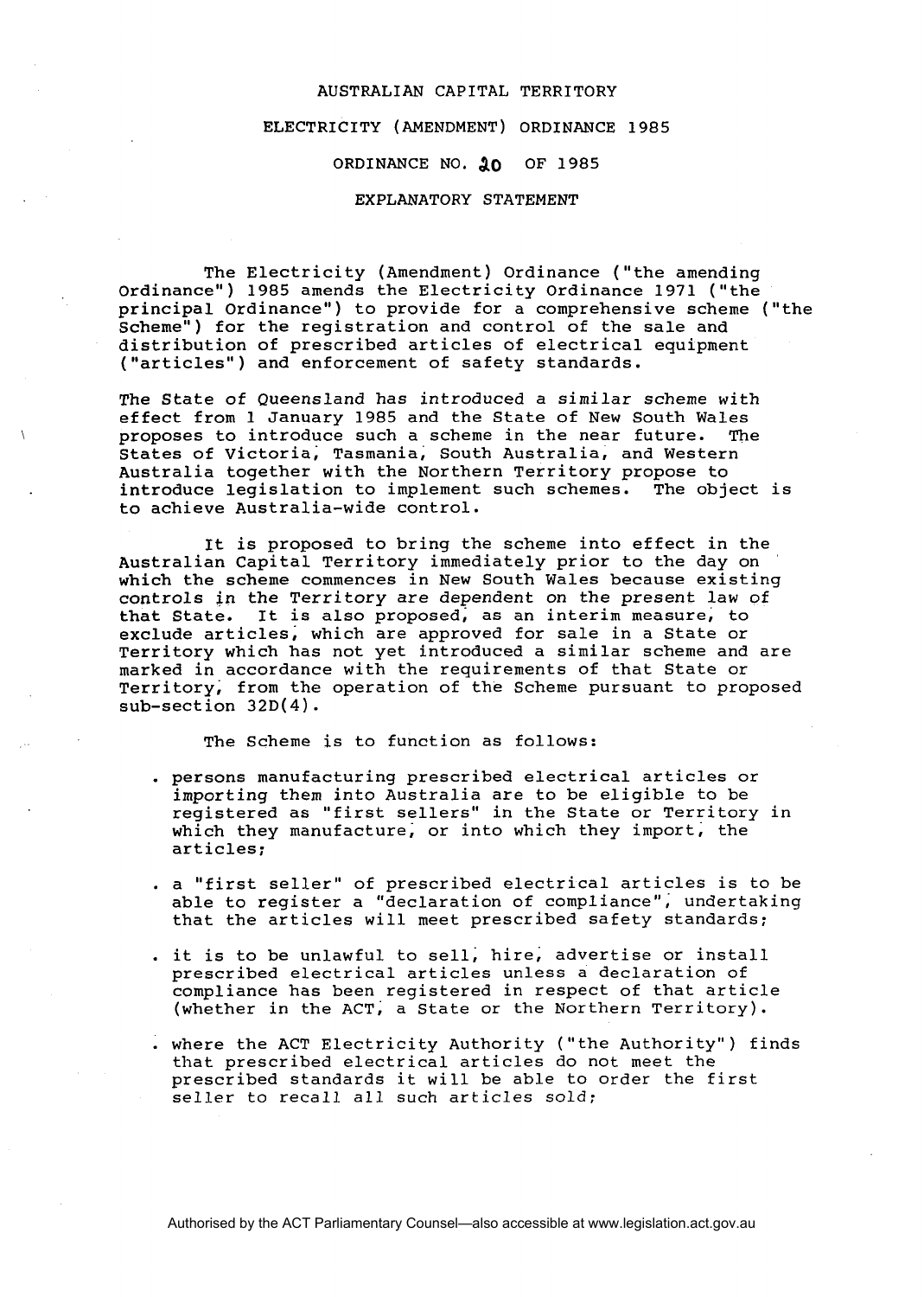# AUSTRALIAN CAPITAL TERRITORY

## ELECTRICITY (AMENDMENT) ORDINANCE 1985

## ORDINANCE NO. 20 OF 1985

## EXPLANATORY STATEMENT

The Electricity (Amendment) Ordinance ("the amending Ordinance") 1985 amends the Electricity Ordinance 1971 ("the principal Ordinance") to provide for a comprehensive scheme ("the Scheme") for the registration and control of the sale and distribution of prescribed articles of electrical equipment ("articles") and enforcement of safety standards.

The State of Queensland has introduced a similar scheme with effect from 1 January 1985 and the State of New South Wales proposes to introduce such a scheme in the near future. The States of Victoria, Tasmania, South Australia, and Western Australia together with the Northern Territory propose to introduce legislation to implement such schemes. The object is to achieve Australia-wide control.

It is proposed to bring the scheme into effect in the Australian Capital Territory immediately prior to the day on which the scheme commences in New South Wales because existing controls in the Territory are dependent on the present law of that State. It is also proposed, as an interim measure, to exclude articles, which are approved for sale in a State or Territory which has not yet introduced a similar scheme and are marked in accordance with the requirements of that State or Territory, from the operation of the Scheme pursuant to proposed sub-section 32D(4).

The Scheme is to function as follows:

- persons manufacturing prescribed electrical articles or importing them into Australia are to be eligible to be registered as "first sellers" in the State or Territory in which they manufacture, or into which they import, the articles;
- a "first seller" of prescribed electrical articles is to be able to register a "declaration of compliance", undertaking that the articles will meet prescribed safety standards;
- it is to be unlawful to sell, hire, advertise or install prescribed electrical articles unless a declaration of compliance has been registered in respect of that article (whether in the ACT, a State or the Northern Territory).
- where the ACT Electricity Authority ("the Authority") finds that prescribed electrical articles do not meet the prescribed standards it will be able to order the first seller to recall all such articles sold;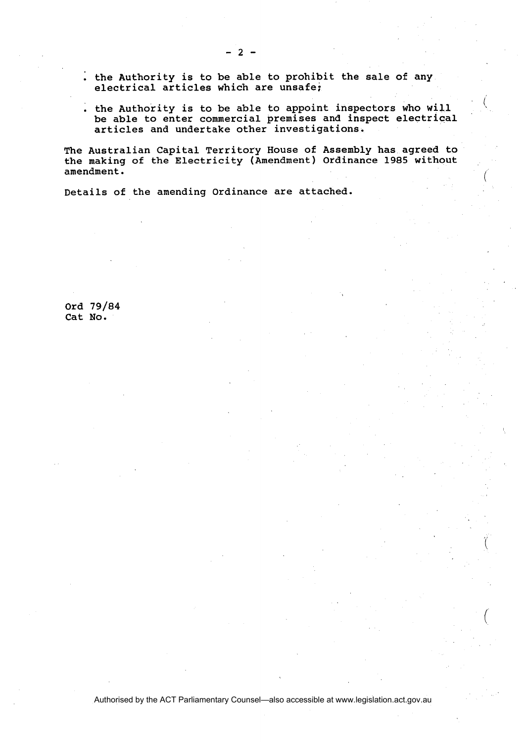- the Authority is to be able to prohibit the sale of any electrical articles which are unsafe;
- the Authority is to be able to appoint inspectors who will be able to enter commercial premises and inspect electrical articles and undertake other investigations.

The Australian Capital Territory House of Assembly has agreed to the making of the Electricity (Amendment) Ordinance 1985 without amendment.

Details of the amending Ordinance are attached.

Ord 79/84
Cat No.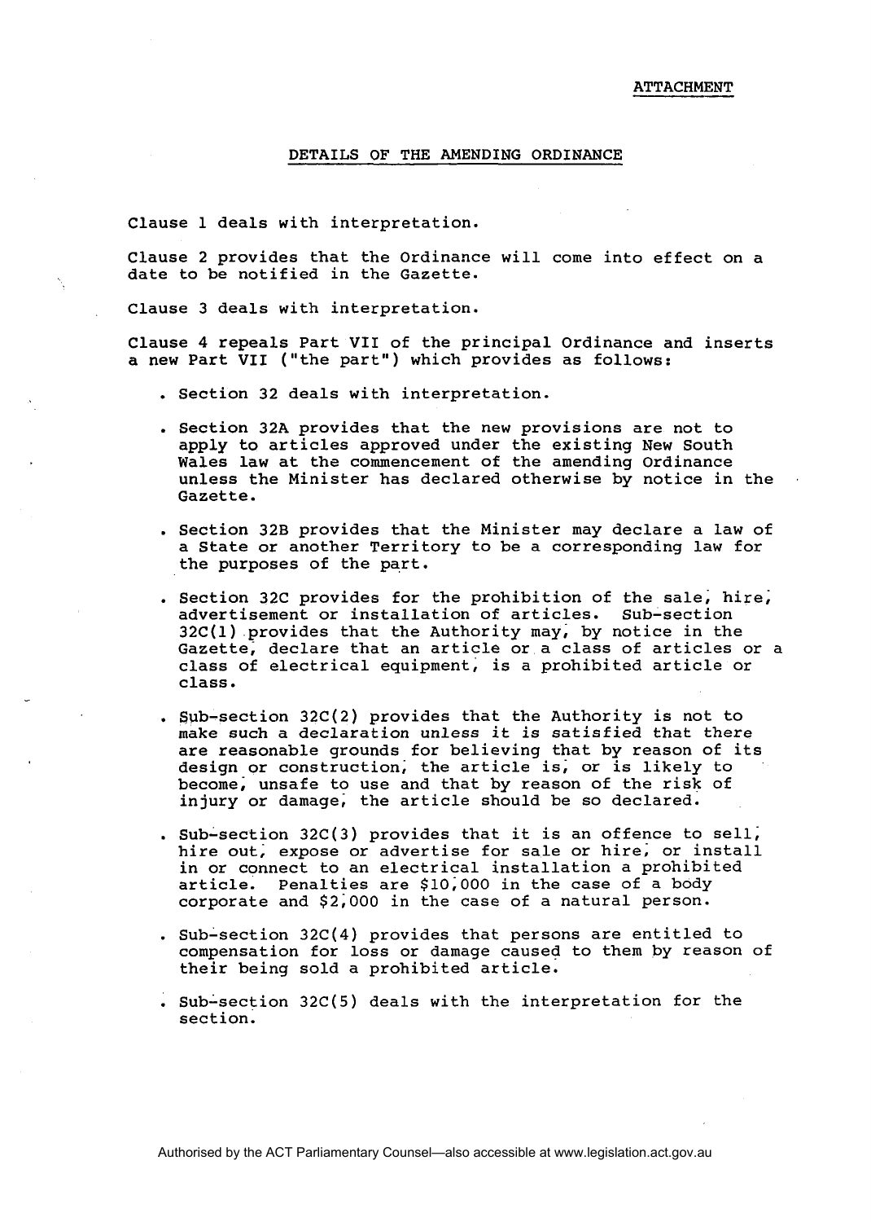ATTACHMENT

## DETAILS OF THE AMENDING ORDINANCE

Clause 1 deals with interpretation.

Clause 2 provides that the Ordinance will come into effect on a date to be notified in the Gazette.

Clause 3 deals with interpretation.

Clause 4 repeals Part VII of the principal Ordinance and inserts a new Part VII ("the part") which provides as follows:

- Section 32 deals with interpretation.
- Section 32A provides that the new provisions are not to apply to articles approved under the existing New South Wales law at the commencement of the amending Ordinance unless the Minister has declared otherwise by notice in the Gazette.
- Section 32B provides that the Minister may declare a law of a State or another Territory to be a corresponding law for the purposes of the part.
- Section 32C provides for the prohibition of the sale, hire, advertisement or installation of articles. Sub-section 32C(1) provides that the Authority may, by notice in the Gazette, declare that an article or a class of articles or a class of electrical equipment, is a prohibited article or class.
- Sub-section 32C(2) provides that the Authority is not to make such a declaration unless it is satisfied that there are reasonable grounds for believing that by reason of its design or construction, the article is, or is likely to become, unsafe to use and that by reason of the risk of injury or damage, the article should be so declared.
- Sub-section 32C(3) provides that it is an offence to sell, hire out, expose or advertise for sale or hire, or install in or connect to an electrical installation a prohibited article. Penalties are $10,000 in the case of a body corporate and $2,000 in the case of a natural person.
- Sub-section 32C(4) provides that persons are entitled to compensation for loss or damage caused to them by reason of their being sold a prohibited article.
- Sub-section 32C(5) deals with the interpretation for the section.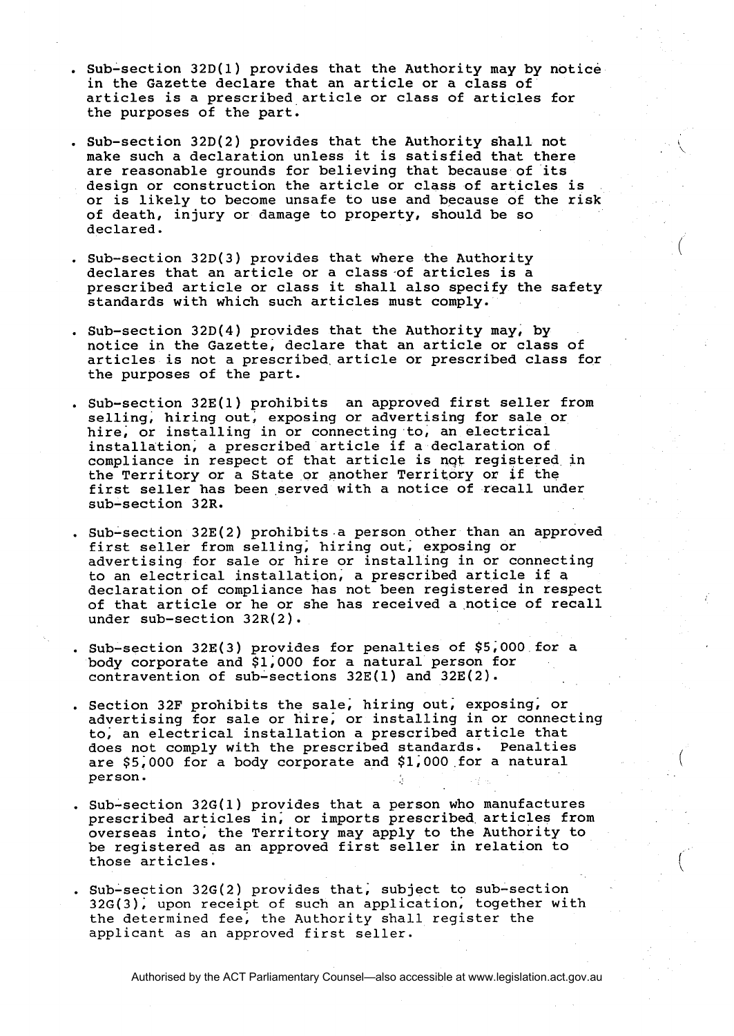- Sub-section 32D(1) provides that the Authority may by notice in the Gazette declare that an article or a class of articles is a prescribed article or class of articles for the purposes of the part.

- Sub-section 32D(2) provides that the Authority shall not make such a declaration unless it is satisfied that there are reasonable grounds for believing that because of its design or construction the article or class of articles is or is likely to become unsafe to use and because of the risk of death, injury or damage to property, should be so declared.

- Sub-section 32D(3) provides that where the Authority declares that an article or a class of articles is a prescribed article or class it shall also specify the safety standards with which such articles must comply.

- Sub-section 32D(4) provides that the Authority may, by notice in the Gazette, declare that an article or class of articles is not a prescribed article or prescribed class for the purposes of the part.

- Sub-section 32E(1) prohibits an approved first seller from selling, hiring out, exposing or advertising for sale or hire, or installing in or connecting to, an electrical installation, a prescribed article if a declaration of compliance in respect of that article is not registered in the Territory or a State or another Territory or if the first seller has been served with a notice of recall under sub-section 32R.

- Sub-section 32E(2) prohibits a person other than an approved first seller from selling, hiring out, exposing or advertising for sale or hire or installing in or connecting to an electrical installation, a prescribed article if a declaration of compliance has not been registered in respect of that article or he or she has received a notice of recall under sub-section 32R(2).

- Sub-section 32E(3) provides for penalties of $5,000 for a body corporate and $1,000 for a natural person for contravention of sub-sections 32E(1) and 32E(2).

- Section 32F prohibits the sale, hiring out, exposing, or advertising for sale or hire, or installing in or connecting to, an electrical installation a prescribed article that does not comply with the prescribed standards. Penalties are $5,000 for a body corporate and $1,000 for a natural person.

- Sub-section 32G(1) provides that a person who manufactures prescribed articles in, or imports prescribed articles from overseas into, the Territory may apply to the Authority to be registered as an approved first seller in relation to those articles.

- Sub-section 32G(2) provides that, subject to sub-section 32G(3), upon receipt of such an application, together with the determined fee, the Authority shall register the applicant as an approved first seller.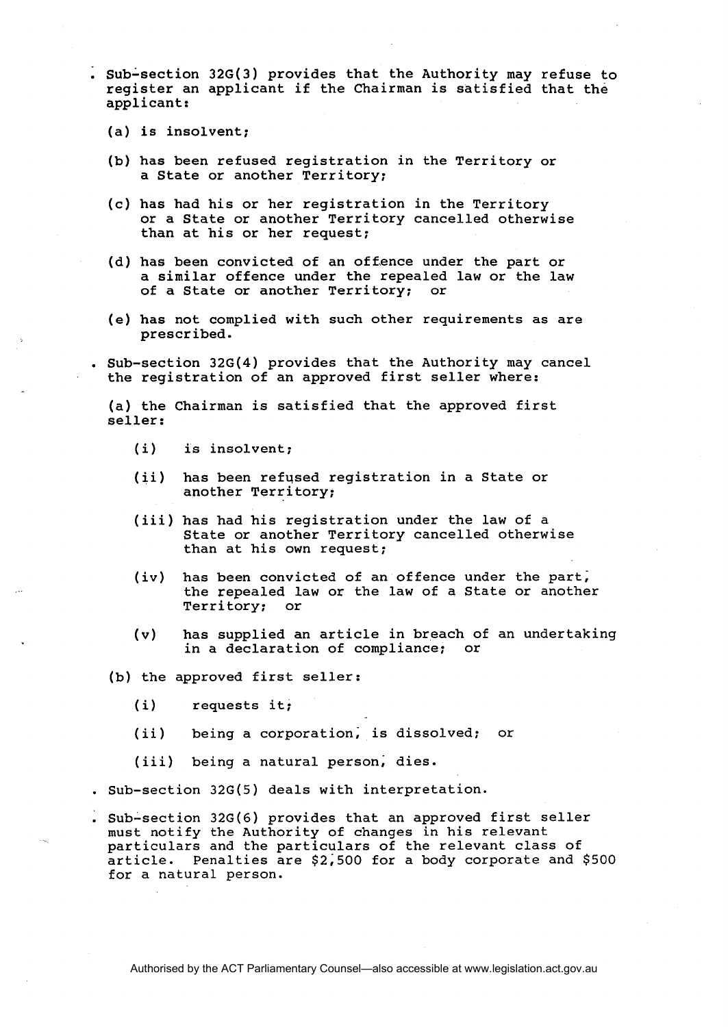- Sub-section 32G(3) provides that the Authority may refuse to register an applicant if the Chairman is satisfied that the applicant:

  (a) is insolvent;

  (b) has been refused registration in the Territory or a State or another Territory;

  (c) has had his or her registration in the Territory or a State or another Territory cancelled otherwise than at his or her request;

  (d) has been convicted of an offence under the part or a similar offence under the repealed law or the law of a State or another Territory; or

  (e) has not complied with such other requirements as are prescribed.

- Sub-section 32G(4) provides that the Authority may cancel the registration of an approved first seller where:

  (a) the Chairman is satisfied that the approved first seller:

  - (i) is insolvent;
  - (ii) has been refused registration in a State or another Territory;
  - (iii) has had his registration under the law of a State or another Territory cancelled otherwise than at his own request;
  - (iv) has been convicted of an offence under the part, the repealed law or the law of a State or another Territory; or
  - (v) has supplied an article in breach of an undertaking in a declaration of compliance; or

  (b) the approved first seller:

  - (i) requests it;
  - (ii) being a corporation, is dissolved; or
  - (iii) being a natural person, dies.

- Sub-section 32G(5) deals with interpretation.

- Sub-section 32G(6) provides that an approved first seller must notify the Authority of changes in his relevant particulars and the particulars of the relevant class of article. Penalties are $2,500 for a body corporate and $500 for a natural person.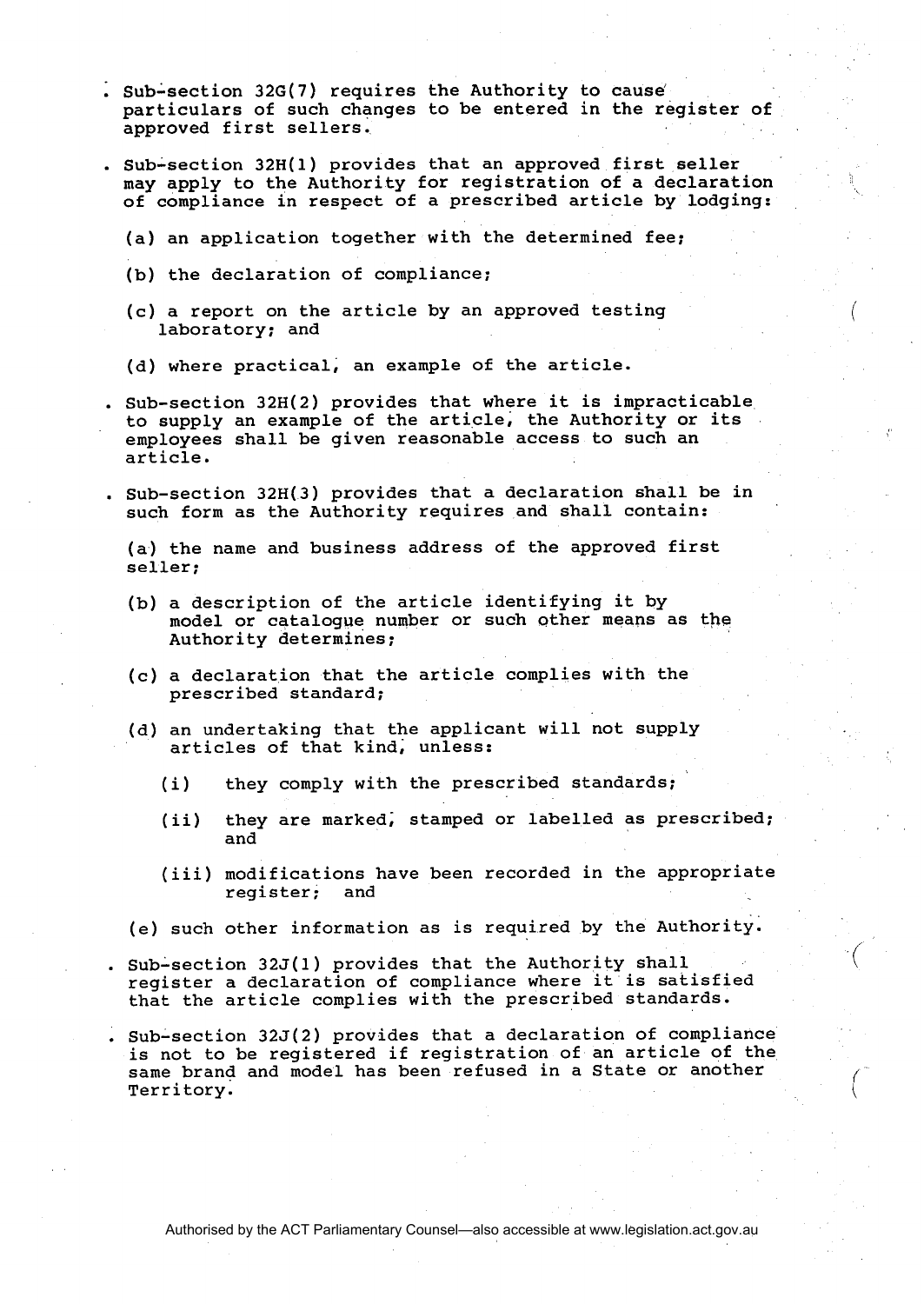- Sub-section 32G(7) requires the Authority to cause particulars of such changes to be entered in the register of approved first sellers.

- Sub-section 32H(1) provides that an approved first seller may apply to the Authority for registration of a declaration of compliance in respect of a prescribed article by lodging:

  (a) an application together with the determined fee;

  (b) the declaration of compliance;

  (c) a report on the article by an approved testing laboratory; and

  (d) where practical, an example of the article.

- Sub-section 32H(2) provides that where it is impracticable to supply an example of the article, the Authority or its employees shall be given reasonable access to such an article.

- Sub-section 32H(3) provides that a declaration shall be in such form as the Authority requires and shall contain:

  (a) the name and business address of the approved first seller;

  (b) a description of the article identifying it by model or catalogue number or such other means as the Authority determines;

  (c) a declaration that the article complies with the prescribed standard;

  (d) an undertaking that the applicant will not supply articles of that kind, unless:

    (i) they comply with the prescribed standards;

    (ii) they are marked, stamped or labelled as prescribed; and

    (iii) modifications have been recorded in the appropriate register; and

  (e) such other information as is required by the Authority.

- Sub-section 32J(1) provides that the Authority shall register a declaration of compliance where it is satisfied that the article complies with the prescribed standards.

- Sub-section 32J(2) provides that a declaration of compliance is not to be registered if registration of an article of the same brand and model has been refused in a State or another Territory.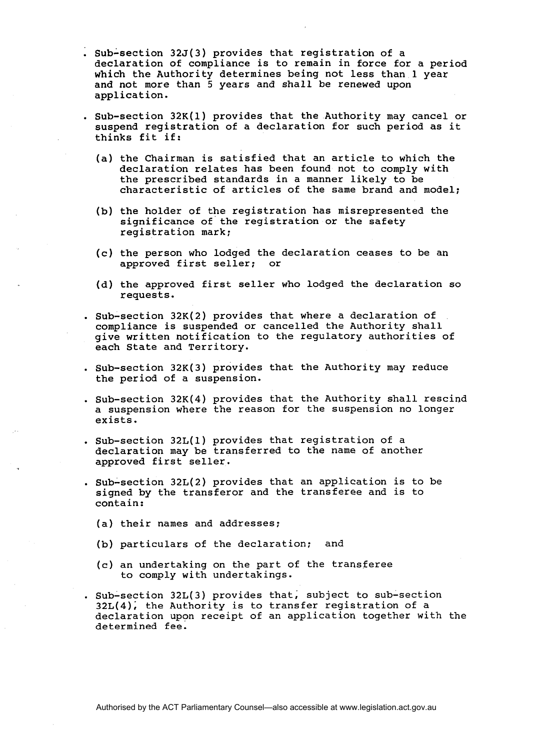- Sub-section 32J(3) provides that registration of a declaration of compliance is to remain in force for a period which the Authority determines being not less than 1 year and not more than 5 years and shall be renewed upon application.

- Sub-section 32K(1) provides that the Authority may cancel or suspend registration of a declaration for such period as it thinks fit if:

  (a) the Chairman is satisfied that an article to which the declaration relates has been found not to comply with the prescribed standards in a manner likely to be characteristic of articles of the same brand and model;

  (b) the holder of the registration has misrepresented the significance of the registration or the safety registration mark;

  (c) the person who lodged the declaration ceases to be an approved first seller; or

  (d) the approved first seller who lodged the declaration so requests.

- Sub-section 32K(2) provides that where a declaration of compliance is suspended or cancelled the Authority shall give written notification to the regulatory authorities of each State and Territory.

- Sub-section 32K(3) provides that the Authority may reduce the period of a suspension.

- Sub-section 32K(4) provides that the Authority shall rescind a suspension where the reason for the suspension no longer exists.

- Sub-section 32L(1) provides that registration of a declaration may be transferred to the name of another approved first seller.

- Sub-section 32L(2) provides that an application is to be signed by the transferor and the transferee and is to contain:

  (a) their names and addresses;

  (b) particulars of the declaration; and

  (c) an undertaking on the part of the transferee to comply with undertakings.

- Sub-section 32L(3) provides that, subject to sub-section 32L(4), the Authority is to transfer registration of a declaration upon receipt of an application together with the determined fee.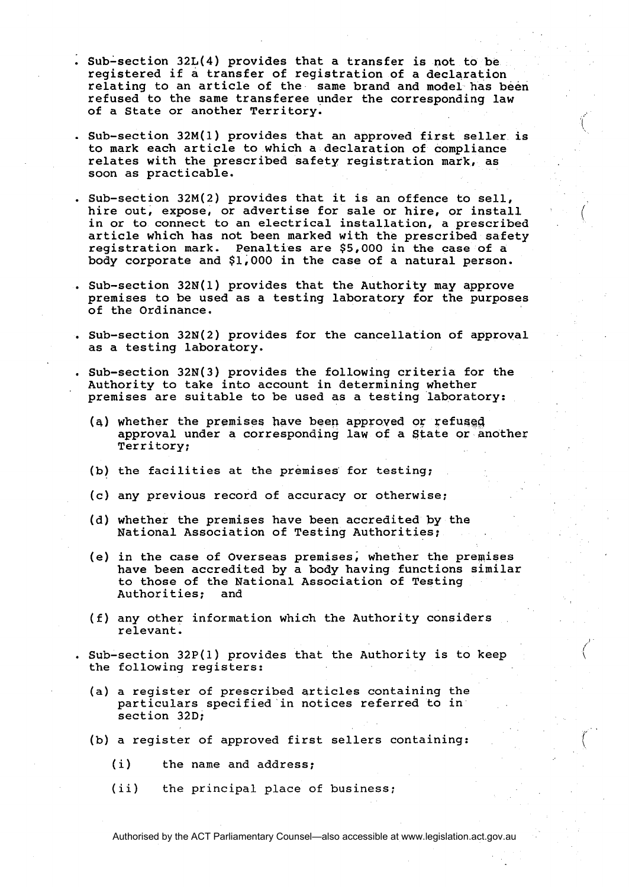- Sub-section 32L(4) provides that a transfer is not to be registered if a transfer of registration of a declaration relating to an article of the same brand and model has been refused to the same transferee under the corresponding law of a State or another Territory.

- Sub-section 32M(1) provides that an approved first seller is to mark each article to which a declaration of compliance relates with the prescribed safety registration mark, as soon as practicable.

- Sub-section 32M(2) provides that it is an offence to sell, hire out, expose, or advertise for sale or hire, or install in or to connect to an electrical installation, a prescribed article which has not been marked with the prescribed safety registration mark. Penalties are $5,000 in the case of a body corporate and $1,000 in the case of a natural person.

- Sub-section 32N(1) provides that the Authority may approve premises to be used as a testing laboratory for the purposes of the Ordinance.

- Sub-section 32N(2) provides for the cancellation of approval as a testing laboratory.

- Sub-section 32N(3) provides the following criteria for the Authority to take into account in determining whether premises are suitable to be used as a testing laboratory:

  (a) whether the premises have been approved or refused approval under a corresponding law of a State or another Territory;

  (b) the facilities at the premises for testing;

  (c) any previous record of accuracy or otherwise;

  (d) whether the premises have been accredited by the National Association of Testing Authorities;

  (e) in the case of Overseas premises, whether the premises have been accredited by a body having functions similar to those of the National Association of Testing Authorities; and

  (f) any other information which the Authority considers relevant.

- Sub-section 32P(1) provides that the Authority is to keep the following registers:

  (a) a register of prescribed articles containing the particulars specified in notices referred to in section 32D;

  (b) a register of approved first sellers containing:

    (i) the name and address;

    (ii) the principal place of business;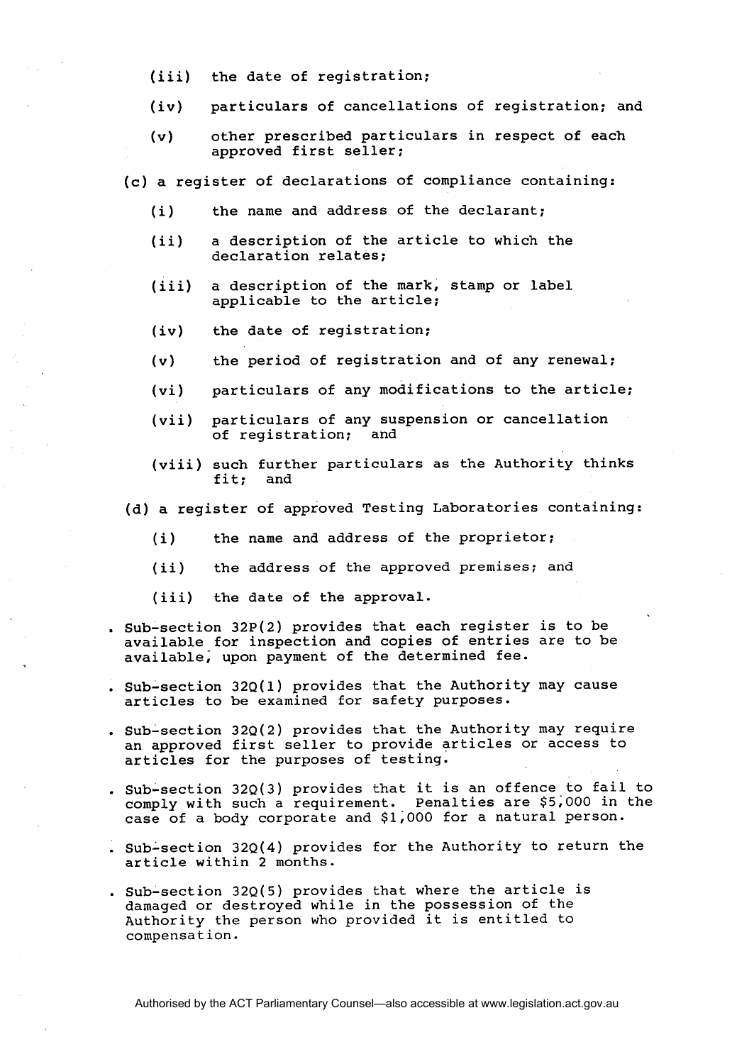(iii) the date of registration;

(iv) particulars of cancellations of registration; and

(v) other prescribed particulars in respect of each approved first seller;

(c) a register of declarations of compliance containing:

(i) the name and address of the declarant;

(ii) a description of the article to which the declaration relates;

(iii) a description of the mark, stamp or label applicable to the article;

(iv) the date of registration;

(v) the period of registration and of any renewal;

(vi) particulars of any modifications to the article;

(vii) particulars of any suspension or cancellation of registration; and

(viii) such further particulars as the Authority thinks fit; and

(d) a register of approved Testing Laboratories containing:

(i) the name and address of the proprietor;

(ii) the address of the approved premises; and

(iii) the date of the approval.

- Sub-section 32P(2) provides that each register is to be available for inspection and copies of entries are to be available, upon payment of the determined fee.

- Sub-section 32Q(1) provides that the Authority may cause articles to be examined for safety purposes.

- Sub-section 32Q(2) provides that the Authority may require an approved first seller to provide articles or access to articles for the purposes of testing.

- Sub-section 32Q(3) provides that it is an offence to fail to comply with such a requirement. Penalties are $5,000 in the case of a body corporate and $1,000 for a natural person.

- Sub-section 32Q(4) provides for the Authority to return the article within 2 months.

- Sub-section 32Q(5) provides that where the article is damaged or destroyed while in the possession of the Authority the person who provided it is entitled to compensation.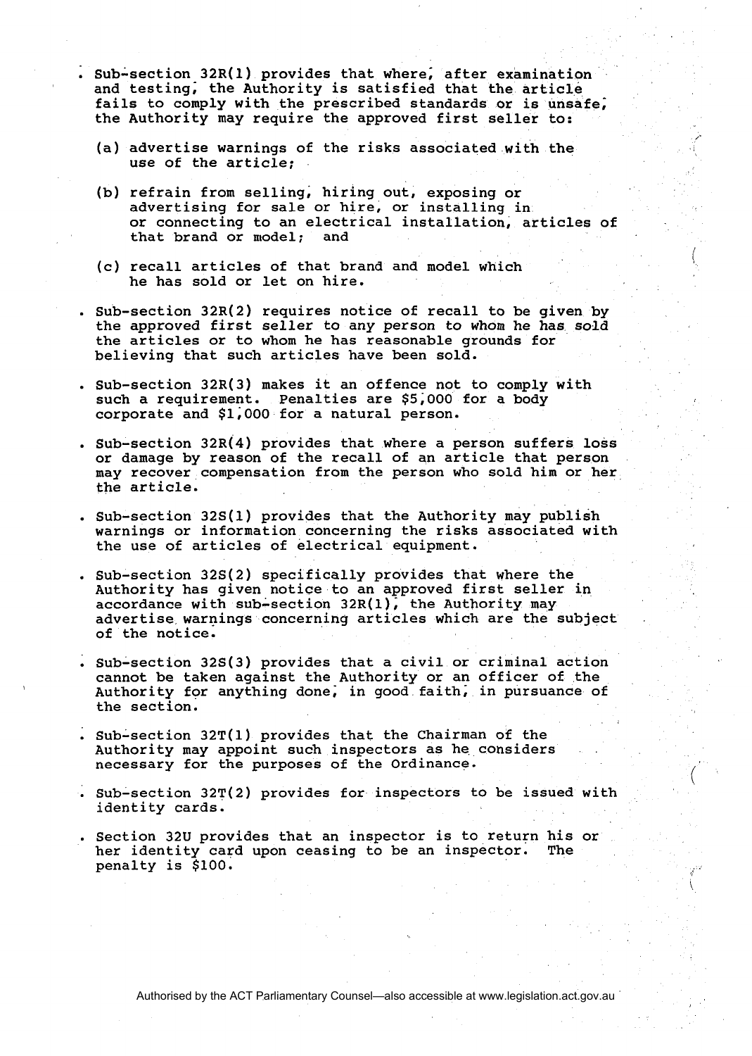- Sub-section 32R(1) provides that where, after examination and testing, the Authority is satisfied that the article fails to comply with the prescribed standards or is unsafe, the Authority may require the approved first seller to:

  (a) advertise warnings of the risks associated with the use of the article;

  (b) refrain from selling, hiring out, exposing or advertising for sale or hire, or installing in or connecting to an electrical installation, articles of that brand or model; and

  (c) recall articles of that brand and model which he has sold or let on hire.

- Sub-section 32R(2) requires notice of recall to be given by the approved first seller to any person to whom he has sold the articles or to whom he has reasonable grounds for believing that such articles have been sold.

- Sub-section 32R(3) makes it an offence not to comply with such a requirement. Penalties are $5,000 for a body corporate and $1,000 for a natural person.

- Sub-section 32R(4) provides that where a person suffers loss or damage by reason of the recall of an article that person may recover compensation from the person who sold him or her the article.

- Sub-section 32S(1) provides that the Authority may publish warnings or information concerning the risks associated with the use of articles of electrical equipment.

- Sub-section 32S(2) specifically provides that where the Authority has given notice to an approved first seller in accordance with sub-section 32R(1), the Authority may advertise warnings concerning articles which are the subject of the notice.

- Sub-section 32S(3) provides that a civil or criminal action cannot be taken against the Authority or an officer of the Authority for anything done, in good faith, in pursuance of the section.

- Sub-section 32T(1) provides that the Chairman of the Authority may appoint such inspectors as he considers necessary for the purposes of the Ordinance.

- Sub-section 32T(2) provides for inspectors to be issued with identity cards.

- Section 32U provides that an inspector is to return his or her identity card upon ceasing to be an inspector. The penalty is $100.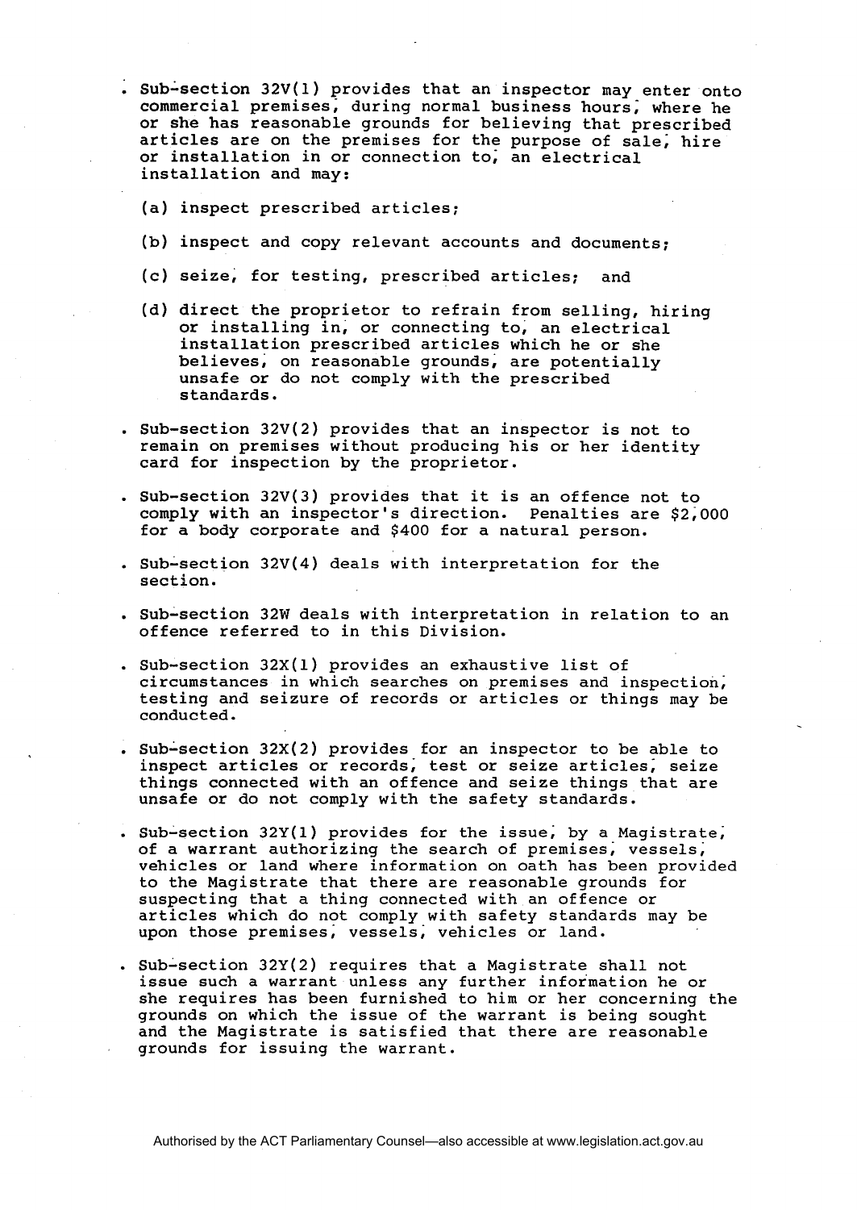- Sub-section 32V(1) provides that an inspector may enter onto commercial premises, during normal business hours, where he or she has reasonable grounds for believing that prescribed articles are on the premises for the purpose of sale, hire or installation in or connection to, an electrical installation and may:

  (a) inspect prescribed articles;

  (b) inspect and copy relevant accounts and documents;

  (c) seize, for testing, prescribed articles; and

  (d) direct the proprietor to refrain from selling, hiring or installing in, or connecting to, an electrical installation prescribed articles which he or she believes, on reasonable grounds, are potentially unsafe or do not comply with the prescribed standards.

- Sub-section 32V(2) provides that an inspector is not to remain on premises without producing his or her identity card for inspection by the proprietor.

- Sub-section 32V(3) provides that it is an offence not to comply with an inspector's direction. Penalties are $2,000 for a body corporate and $400 for a natural person.

- Sub-section 32V(4) deals with interpretation for the section.

- Sub-section 32W deals with interpretation in relation to an offence referred to in this Division.

- Sub-section 32X(1) provides an exhaustive list of circumstances in which searches on premises and inspection, testing and seizure of records or articles or things may be conducted.

- Sub-section 32X(2) provides for an inspector to be able to inspect articles or records, test or seize articles, seize things connected with an offence and seize things that are unsafe or do not comply with the safety standards.

- Sub-section 32Y(1) provides for the issue, by a Magistrate, of a warrant authorizing the search of premises, vessels, vehicles or land where information on oath has been provided to the Magistrate that there are reasonable grounds for suspecting that a thing connected with an offence or articles which do not comply with safety standards may be upon those premises, vessels, vehicles or land.

- Sub-section 32Y(2) requires that a Magistrate shall not issue such a warrant unless any further information he or she requires has been furnished to him or her concerning the grounds on which the issue of the warrant is being sought and the Magistrate is satisfied that there are reasonable grounds for issuing the warrant.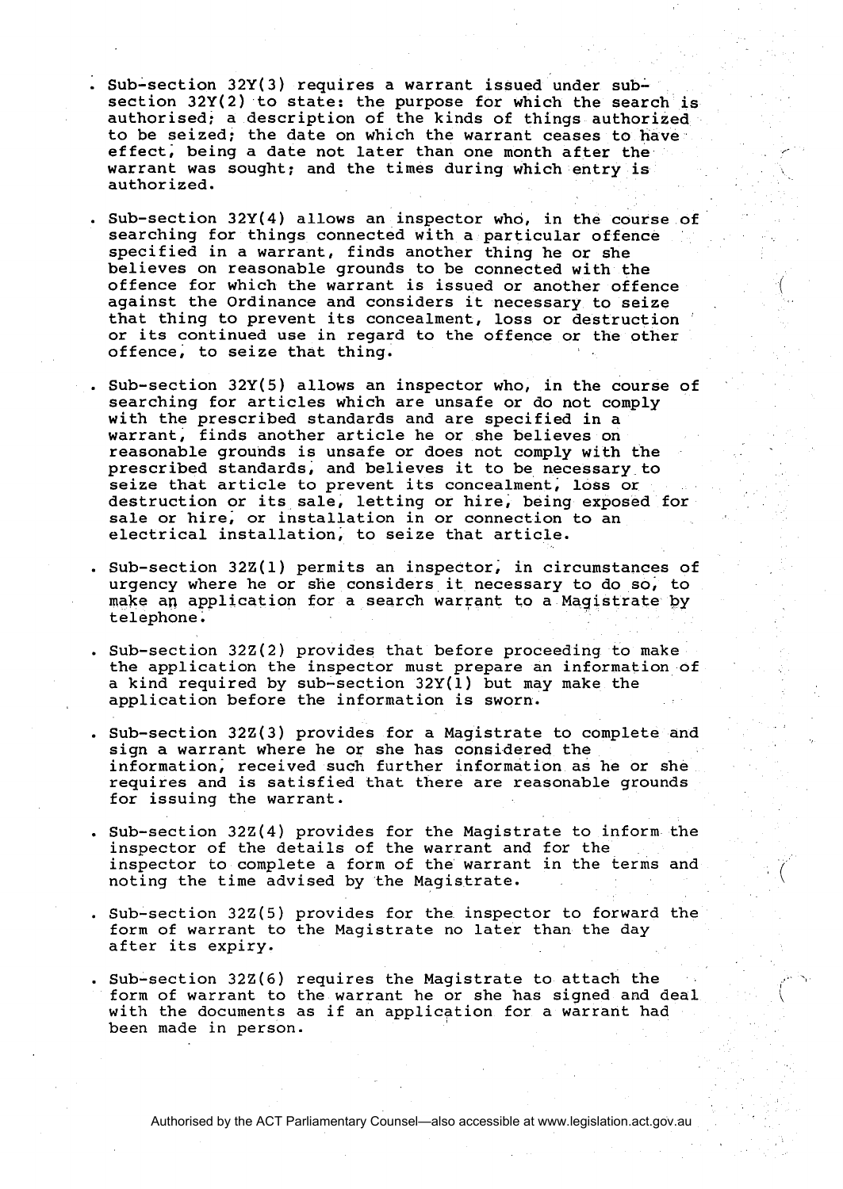- Sub-section 32Y(3) requires a warrant issued under sub-section 32Y(2) to state: the purpose for which the search is authorised; a description of the kinds of things authorized to be seized; the date on which the warrant ceases to have effect, being a date not later than one month after the warrant was sought; and the times during which entry is authorized.

- Sub-section 32Y(4) allows an inspector who, in the course of searching for things connected with a particular offence specified in a warrant, finds another thing he or she believes on reasonable grounds to be connected with the offence for which the warrant is issued or another offence against the Ordinance and considers it necessary to seize that thing to prevent its concealment, loss or destruction or its continued use in regard to the offence or the other offence, to seize that thing.

- Sub-section 32Y(5) allows an inspector who, in the course of searching for articles which are unsafe or do not comply with the prescribed standards and are specified in a warrant, finds another article he or she believes on reasonable grounds is unsafe or does not comply with the prescribed standards, and believes it to be necessary to seize that article to prevent its concealment, loss or destruction or its sale, letting or hire, being exposed for sale or hire, or installation in or connection to an electrical installation, to seize that article.

- Sub-section 32Z(1) permits an inspector, in circumstances of urgency where he or she considers it necessary to do so, to make an application for a search warrant to a Magistrate by telephone.

- Sub-section 32Z(2) provides that before proceeding to make the application the inspector must prepare an information of a kind required by sub-section 32Y(1) but may make the application before the information is sworn.

- Sub-section 32Z(3) provides for a Magistrate to complete and sign a warrant where he or she has considered the information, received such further information as he or she requires and is satisfied that there are reasonable grounds for issuing the warrant.

- Sub-section 32Z(4) provides for the Magistrate to inform the inspector of the details of the warrant and for the inspector to complete a form of the warrant in the terms and noting the time advised by the Magistrate.

- Sub-section 32Z(5) provides for the inspector to forward the form of warrant to the Magistrate no later than the day after its expiry.

- Sub-section 32Z(6) requires the Magistrate to attach the form of warrant to the warrant he or she has signed and deal with the documents as if an application for a warrant had been made in person.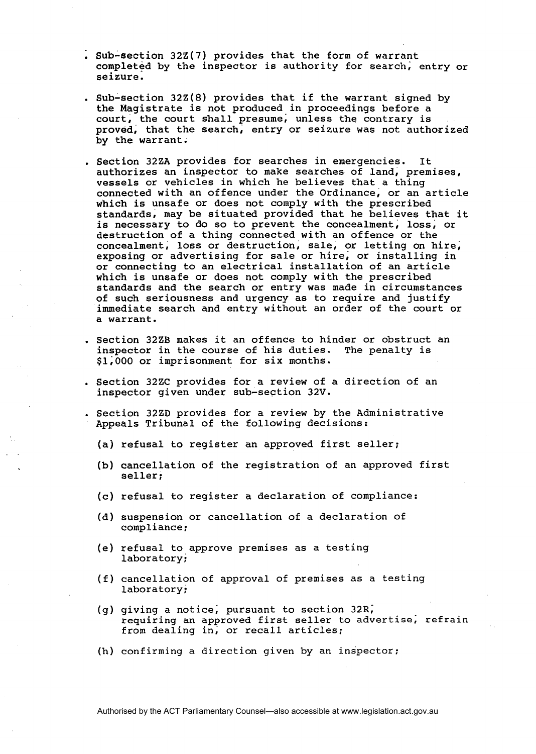- Sub-section 32Z(7) provides that the form of warrant completed by the inspector is authority for search, entry or seizure.

- Sub-section 32Z(8) provides that if the warrant signed by the Magistrate is not produced in proceedings before a court, the court shall presume, unless the contrary is proved, that the search, entry or seizure was not authorized by the warrant.

- Section 32ZA provides for searches in emergencies. It authorizes an inspector to make searches of land, premises, vessels or vehicles in which he believes that a thing connected with an offence under the Ordinance, or an article which is unsafe or does not comply with the prescribed standards, may be situated provided that he believes that it is necessary to do so to prevent the concealment, loss, or destruction of a thing connected with an offence or the concealment, loss or destruction, sale, or letting on hire, exposing or advertising for sale or hire, or installing in or connecting to an electrical installation of an article which is unsafe or does not comply with the prescribed standards and the search or entry was made in circumstances of such seriousness and urgency as to require and justify immediate search and entry without an order of the court or a warrant.

- Section 32ZB makes it an offence to hinder or obstruct an inspector in the course of his duties. The penalty is $1,000 or imprisonment for six months.

- Section 32ZC provides for a review of a direction of an inspector given under sub-section 32V.

- Section 32ZD provides for a review by the Administrative Appeals Tribunal of the following decisions:

  (a) refusal to register an approved first seller;

  (b) cancellation of the registration of an approved first seller;

  (c) refusal to register a declaration of compliance:

  (d) suspension or cancellation of a declaration of compliance;

  (e) refusal to approve premises as a testing laboratory;

  (f) cancellation of approval of premises as a testing laboratory;

  (g) giving a notice, pursuant to section 32R, requiring an approved first seller to advertise, refrain from dealing in, or recall articles;

  (h) confirming a direction given by an inspector;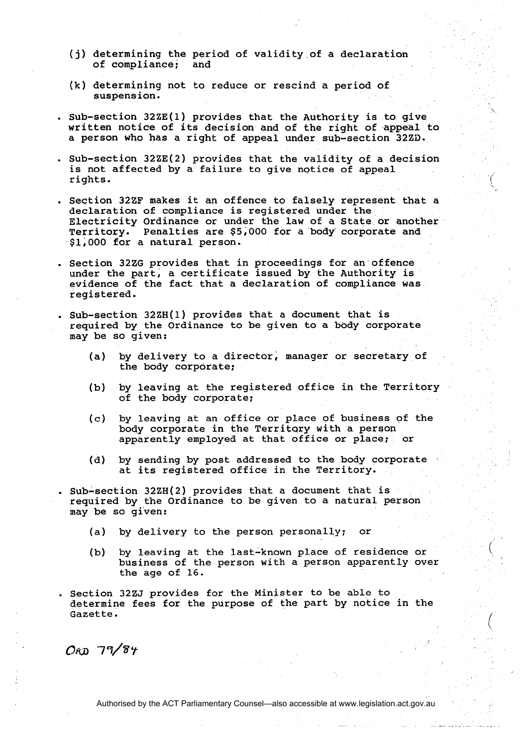(j) determining the period of validity of a declaration of compliance; and

(k) determining not to reduce or rescind a period of suspension.

- Sub-section 32ZE(1) provides that the Authority is to give written notice of its decision and of the right of appeal to a person who has a right of appeal under sub-section 32ZD.

- Sub-section 32ZE(2) provides that the validity of a decision is not affected by a failure to give notice of appeal rights.

- Section 32ZF makes it an offence to falsely represent that a declaration of compliance is registered under the Electricity Ordinance or under the law of a State or another Territory. Penalties are $5,000 for a body corporate and $1,000 for a natural person.

- Section 32ZG provides that in proceedings for an offence under the part, a certificate issued by the Authority is evidence of the fact that a declaration of compliance was registered.

- Sub-section 32ZH(1) provides that a document that is required by the Ordinance to be given to a body corporate may be so given:

  (a) by delivery to a director, manager or secretary of the body corporate;

  (b) by leaving at the registered office in the Territory of the body corporate;

  (c) by leaving at an office or place of business of the body corporate in the Territory with a person apparently employed at that office or place; or

  (d) by sending by post addressed to the body corporate at its registered office in the Territory.

- Sub-section 32ZH(2) provides that a document that is required by the Ordinance to be given to a natural person may be so given:

  (a) by delivery to the person personally; or

  (b) by leaving at the last-known place of residence or business of the person with a person apparently over the age of 16.

- Section 32ZJ provides for the Minister to be able to determine fees for the purpose of the part by notice in the Gazette.

*ORD 79/84*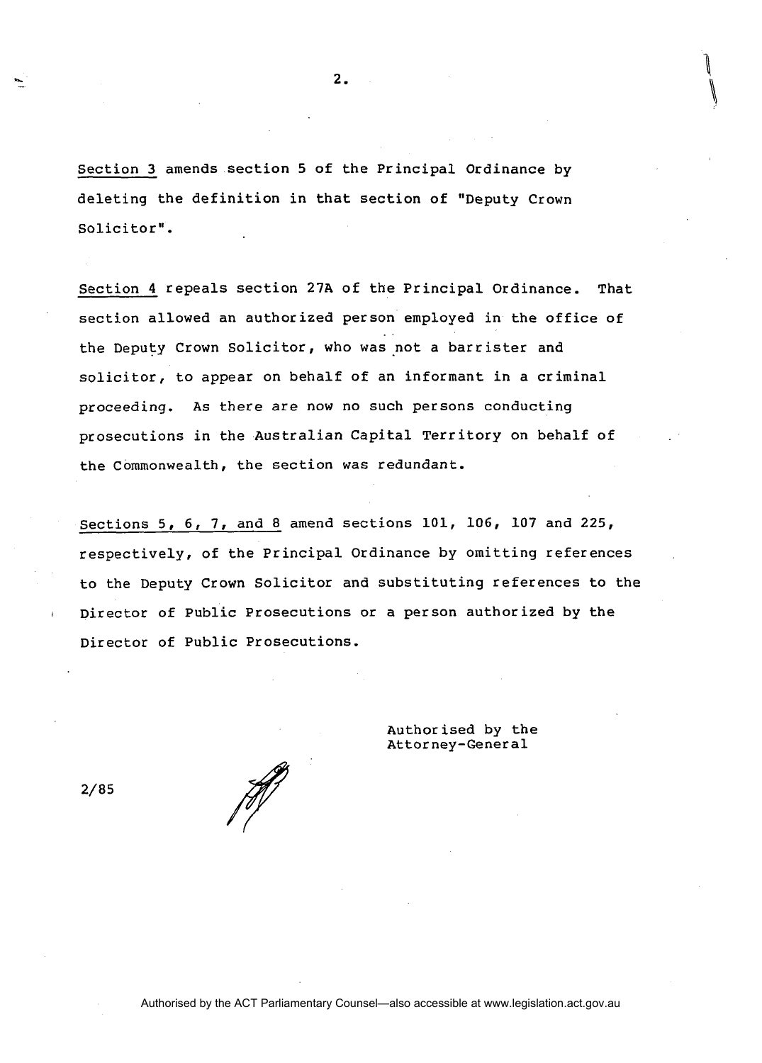Section 3 amends section 5 of the Principal Ordinance by deleting the definition in that section of "Deputy Crown Solicitor".

Section 4 repeals section 27A of the Principal Ordinance. That section allowed an authorized person employed in the office of the Deputy Crown Solicitor, who was not a barrister and solicitor, to appear on behalf of an informant in a criminal proceeding. As there are now no such persons conducting prosecutions in the Australian Capital Territory on behalf of the Commonwealth, the section was redundant.

Sections 5, 6, 7, and 8 amend sections 101, 106, 107 and 225, respectively, of the Principal Ordinance by omitting references to the Deputy Crown Solicitor and substituting references to the Director of Public Prosecutions or a person authorized by the Director of Public Prosecutions.

Authorised by the Attorney-General

2/85